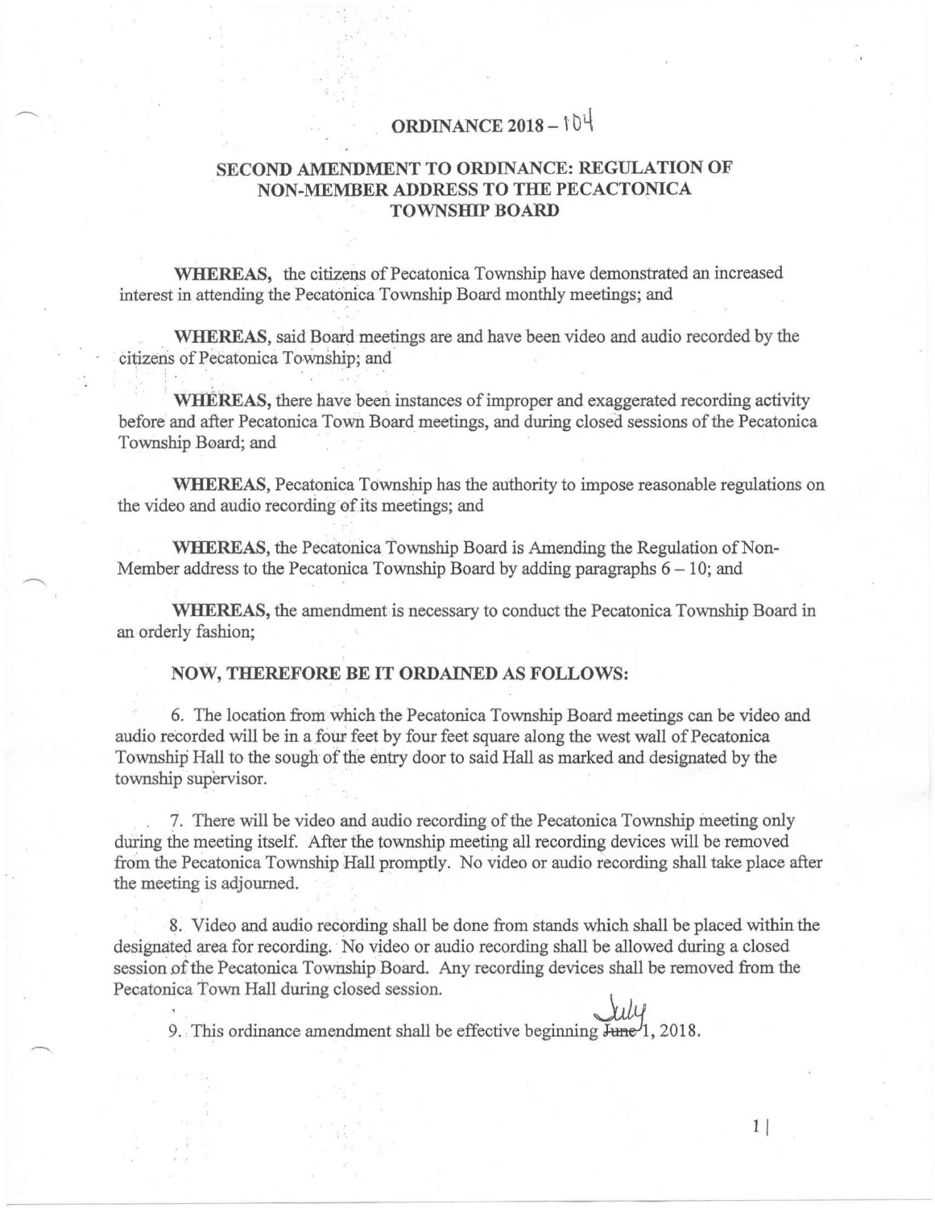# ORDINANCE 2018 – 104

## SECOND AMENDMENT TO ORDINANCE: REGULATION OF NON-MEMBER ADDRESS TO THE PECACTONICA TOWNSHIP BOARD

**WHEREAS,** the citizens of Pecatonica Township have demonstrated an increased interest in attending the Pecatonica Township Board monthly meetings; and

**WHEREAS,** said Board meetings are and have been video and audio recorded by the citizens of Pecatonica Township; and

**WHEREAS,** there have been instances of improper and exaggerated recording activity before and after Pecatonica Town Board meetings, and during closed sessions of the Pecatonica Township Board; and

**WHEREAS,** Pecatonica Township has the authority to impose reasonable regulations on the video and audio recording of its meetings; and

**WHEREAS,** the Pecatonica Township Board is Amending the Regulation of Non-Member address to the Pecatonica Township Board by adding paragraphs 6 – 10; and

**WHEREAS,** the amendment is necessary to conduct the Pecatonica Township Board in an orderly fashion;

**NOW, THEREFORE BE IT ORDAINED AS FOLLOWS:**

6. The location from which the Pecatonica Township Board meetings can be video and audio recorded will be in a four feet by four feet square along the west wall of Pecatonica Township Hall to the sough of the entry door to said Hall as marked and designated by the township supervisor.

7. There will be video and audio recording of the Pecatonica Township meeting only during the meeting itself. After the township meeting all recording devices will be removed from the Pecatonica Township Hall promptly. No video or audio recording shall take place after the meeting is adjourned.

8. Video and audio recording shall be done from stands which shall be placed within the designated area for recording. No video or audio recording shall be allowed during a closed session of the Pecatonica Township Board. Any recording devices shall be removed from the Pecatonica Town Hall during closed session.

9. This ordinance amendment shall be effective beginning ~~June~~ July 1, 2018.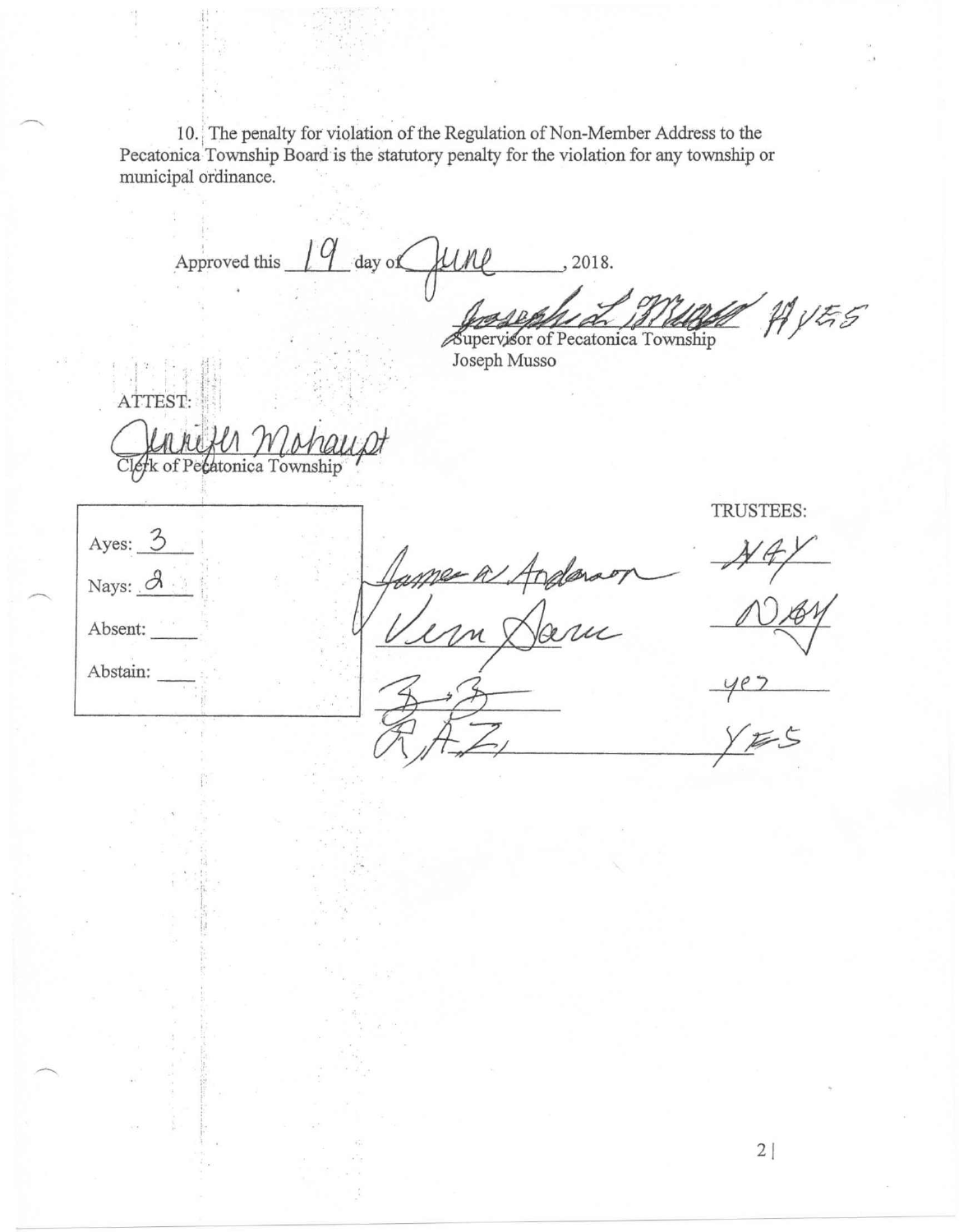10. The penalty for violation of the Regulation of Non-Member Address to the Pecatonica Township Board is the statutory penalty for the violation for any township or municipal ordinance.

Approved this 19 day of June, 2018.

Joseph L. Musso AYES
Supervisor of Pecatonica Township
Joseph Musso

ATTEST:

Jennifer Mohaupt
Clerk of Pecatonica Township

| | |
|---|---|
| Ayes: | 3 |
| Nays: | 2 |
| Absent: | |
| Abstain: | |

TRUSTEES:

| | |
|---|---|
| James A. Anderson | NAY |
| Vern Dam | NAY |
| [signature] | yes |
| R. A. Z. | YES |